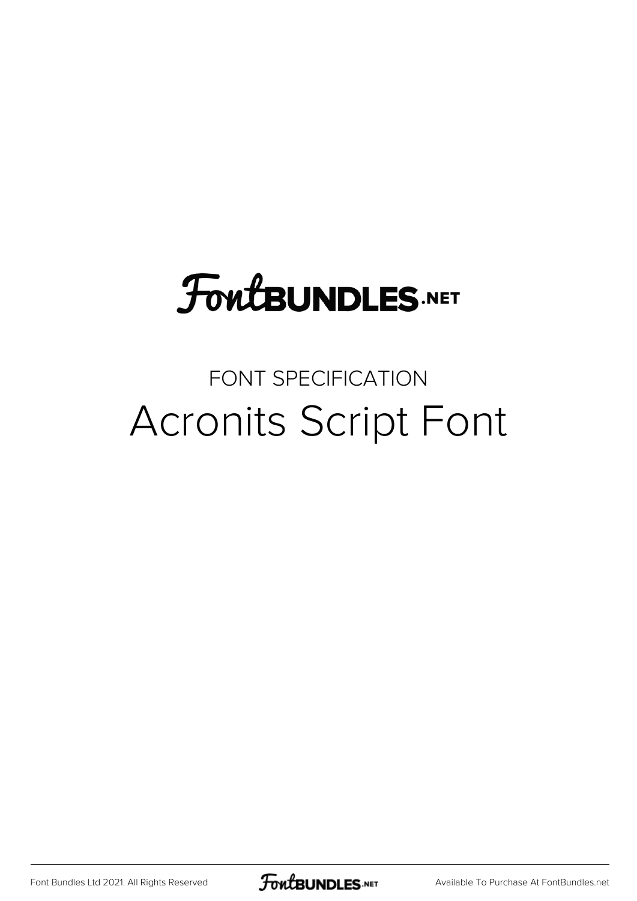FontBUNDLES.NET

FONT SPECIFICATION

# Acronits Script Font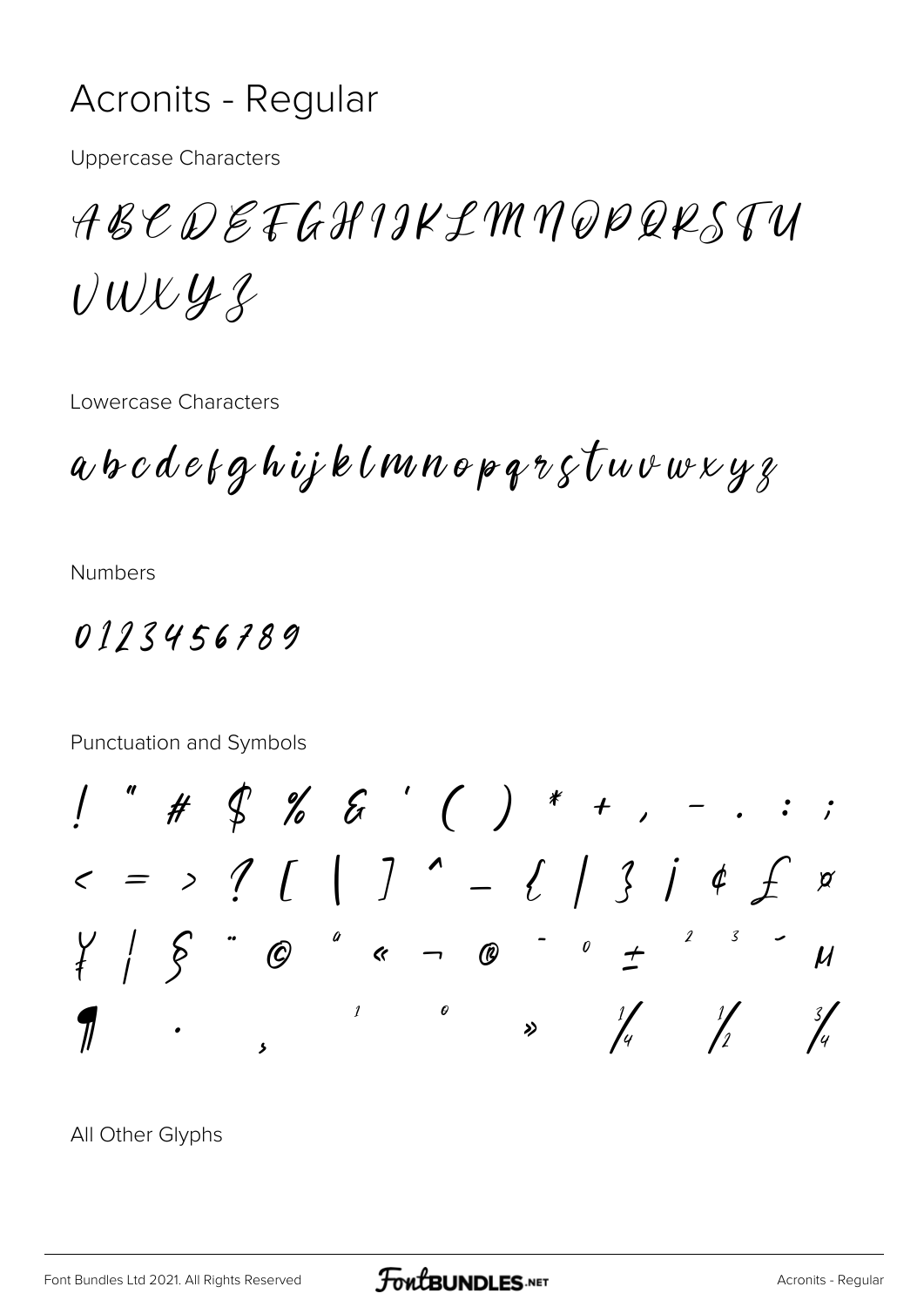# Acronits - Regular

Uppercase Characters

ABCDEFGHIJKLMNOPQRSTU
VWXYZ

Lowercase Characters

abcdefghijklmnopqrstuvwxyz

Numbers

0123456789

Punctuation and Symbols

! " # $ % & ' ( ) * + , - . : ;
< = > ? [ | ] ^ _ { | } ¡ ¢ £ ¤
¥ ¦ § ¨ © ª « ¬ ® ¯ ° ± ² ³ ´ µ
¶ · ¸ ¹ º » ¼ ½ ¾

All Other Glyphs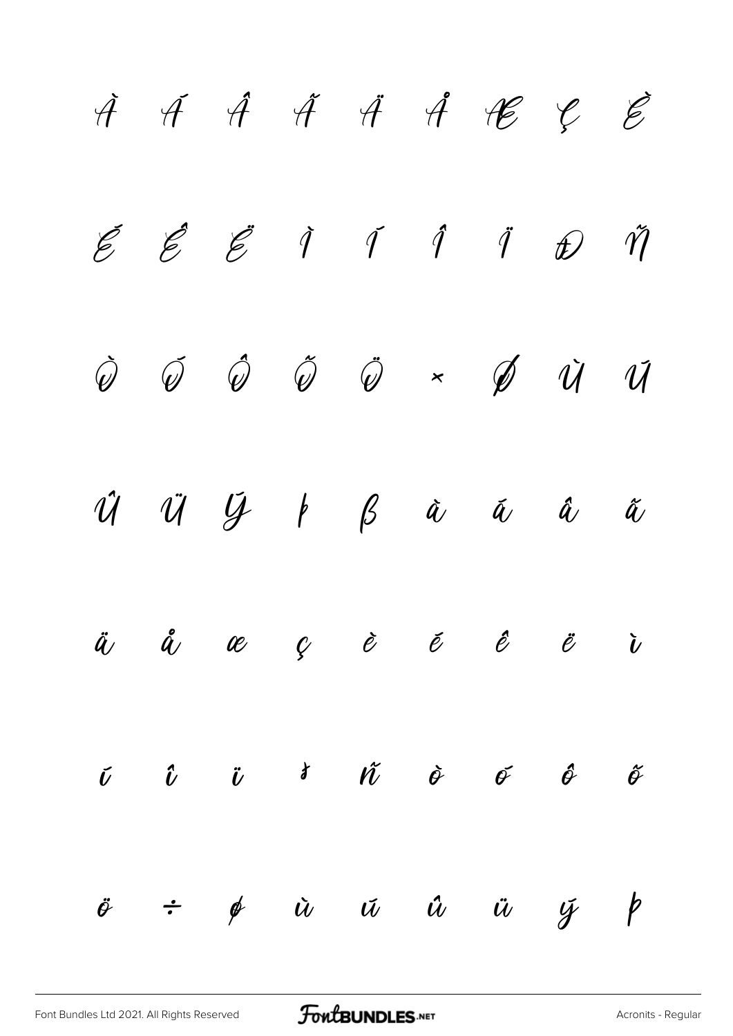À Á Â Ã Ä Å Æ Ç È

É Ê Ë Ì Í Î Ï Ð Ñ

Ò Ó Ô Õ Ö × Ø Ù Ú

Û Ü Ý Þ ß à á â ã

ä å æ ç è é ê ë ì

í î ï ð ñ ò ó ô õ

ö ÷ ø ù ú û ü ý þ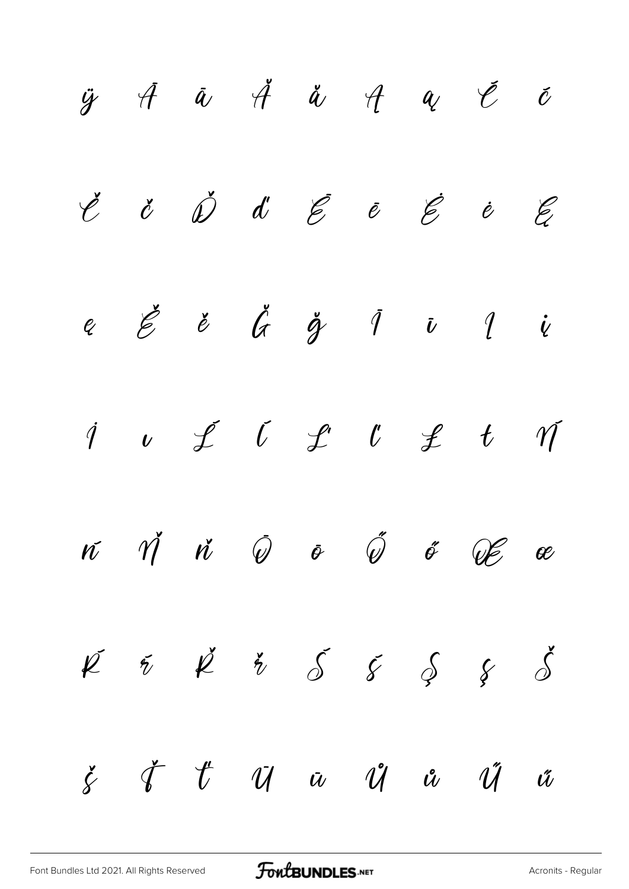ÿ Ā ā Ă ă Ą ą Ć ć

Č č Ď ď Ē ē Ė ė Ę

ę Ě ě Ğ ğ Ī ī Į į

İ ı Ĺ ĺ Ľ ľ Ł ł Ń

ń Ň ň Ō ō Ő ő Œ œ

Ŕ ŕ Ř ř Ś ś Ş ş Š

š Ť ť Ū ū Ů ů Ű ű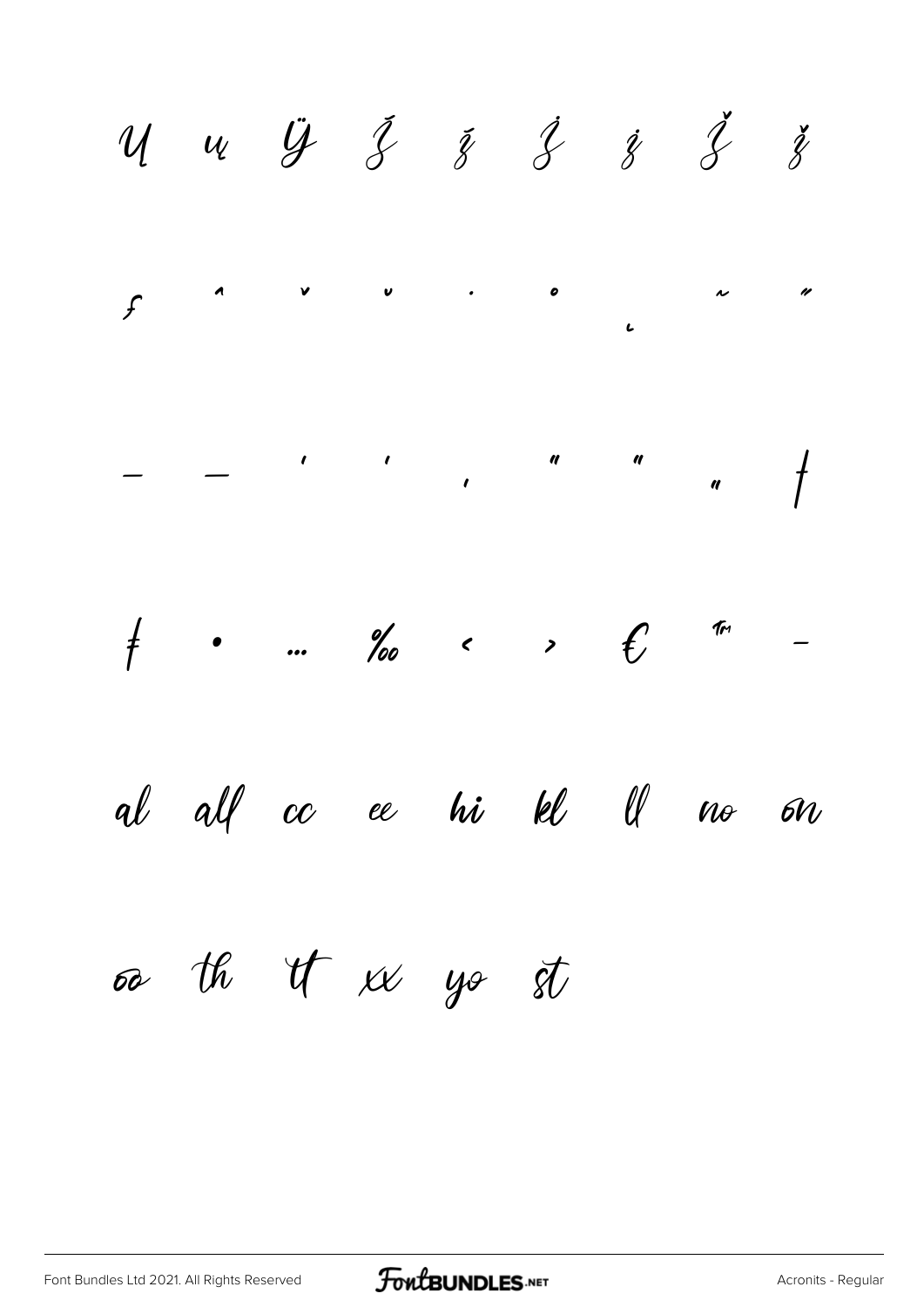Ų ų Ÿ Ź ź Ż ż Ž ž

ƒ ˆ ˇ ˘ ˙ ˚ ˛ ˜ ˝

– — ' ' ‚ " " „ †

‡ • … ‰ ‹ › € ™ −

al alf cc ee hi kl ll no on

oo th tt xx yo st